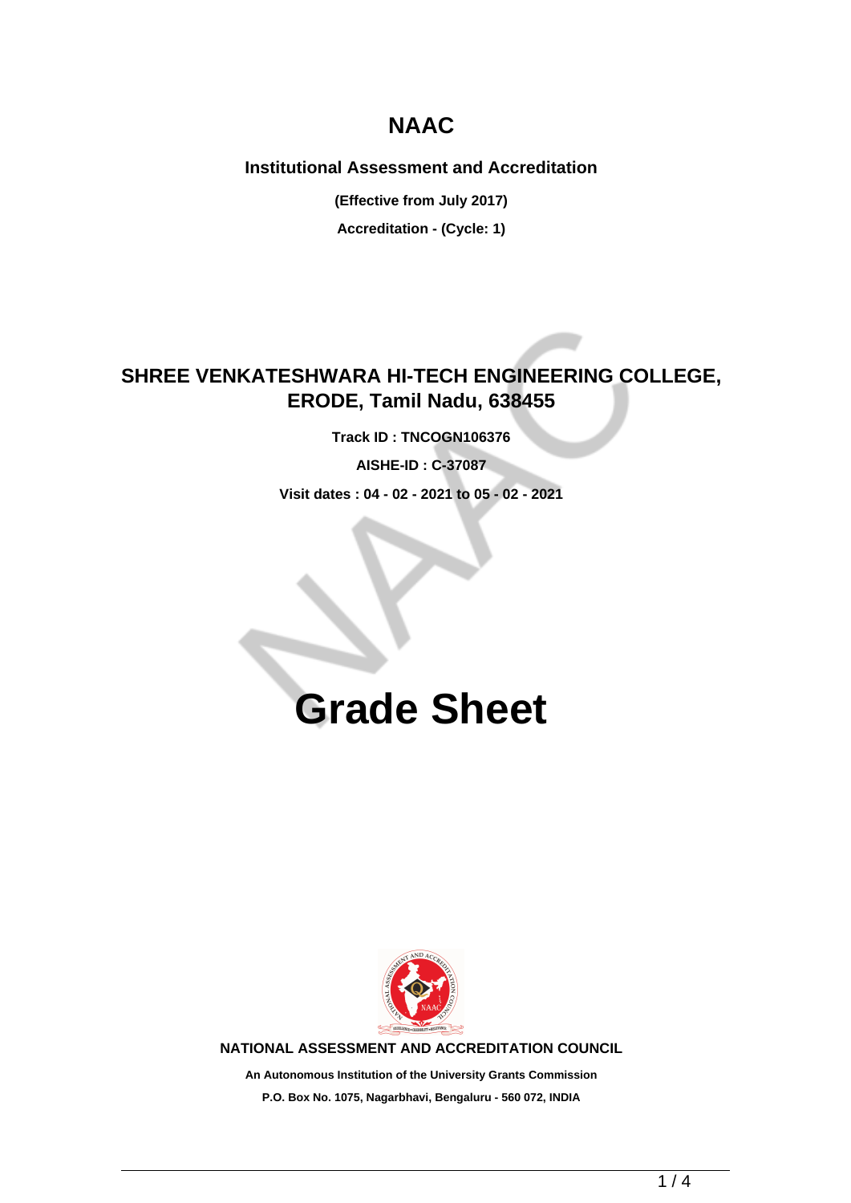# NAAC

## Institutional Assessment and Accreditation

**(Effective from July 2017)**

**Accreditation - (Cycle: 1)**

## SHREE VENKATESHWARA HI-TECH ENGINEERING COLLEGE, ERODE, Tamil Nadu, 638455

**Track ID : TNCOGN106376**

**AISHE-ID : C-37087**

**Visit dates : 04 - 02 - 2021 to 05 - 02 - 2021**

# Grade Sheet

**NATIONAL ASSESSMENT AND ACCREDITATION COUNCIL**

**An Autonomous Institution of the University Grants Commission**

**P.O. Box No. 1075, Nagarbhavi, Bengaluru - 560 072, INDIA**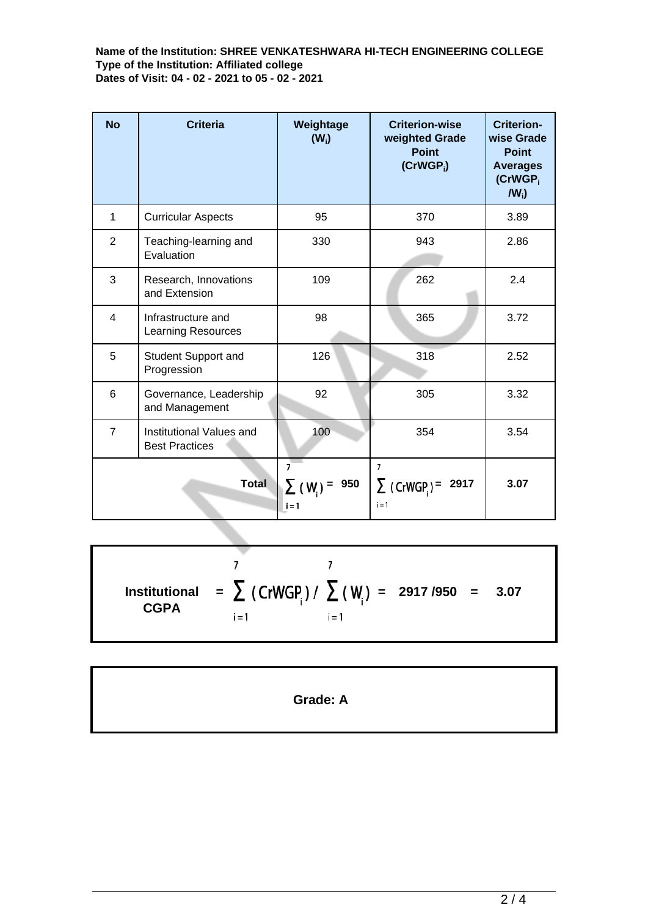**Name of the Institution: SHREE VENKATESHWARA HI-TECH ENGINEERING COLLEGE**
**Type of the Institution: Affiliated college**
**Dates of Visit: 04 - 02 - 2021 to 05 - 02 - 2021**

| No | Criteria | Weightage ($W_i$) | Criterion-wise weighted Grade Point ($CrWGP_i$) | Criterion-wise Grade Point Averages ($CrWGP_i / W_i$) |
|---|---|---|---|---|
| 1 | Curricular Aspects | 95 | 370 | 3.89 |
| 2 | Teaching-learning and Evaluation | 330 | 943 | 2.86 |
| 3 | Research, Innovations and Extension | 109 | 262 | 2.4 |
| 4 | Infrastructure and Learning Resources | 98 | 365 | 3.72 |
| 5 | Student Support and Progression | 126 | 318 | 2.52 |
| 6 | Governance, Leadership and Management | 92 | 305 | 3.32 |
| 7 | Institutional Values and Best Practices | 100 | 354 | 3.54 |
| | **Total** | $\sum_{i=1}^{7} (W_i) =$ **950** | $\sum_{i=1}^{7} (CrWGP_i) =$ **2917** | **3.07** |

**Institutional CGPA** $= \sum_{i=1}^{7} (CrWGP_i) / \sum_{i=1}^{7} (W_i) =$ **2917 /950 = 3.07**

**Grade: A**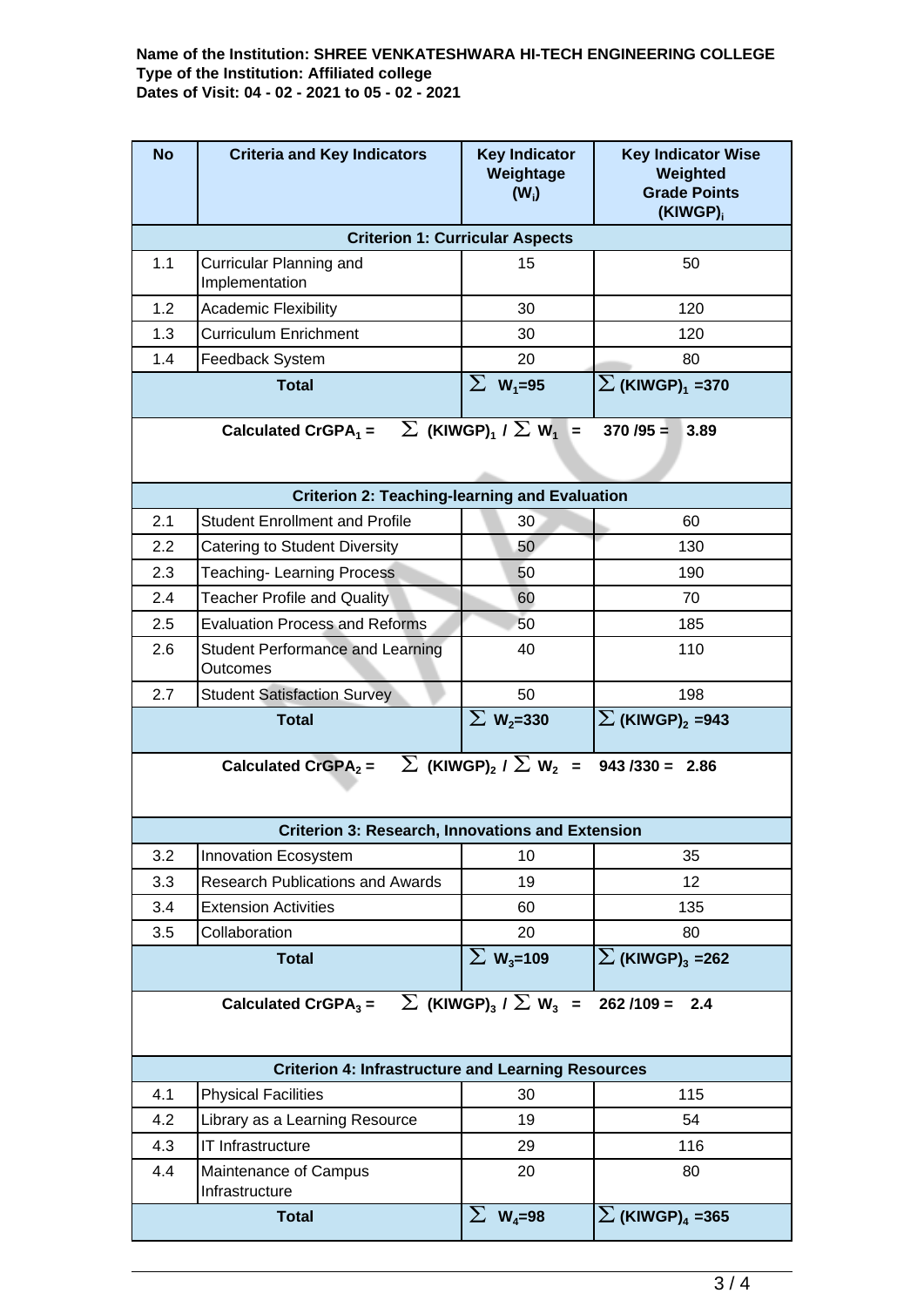**Name of the Institution: SHREE VENKATESHWARA HI-TECH ENGINEERING COLLEGE**
**Type of the Institution: Affiliated college**
**Dates of Visit: 04 - 02 - 2021 to 05 - 02 - 2021**

| No | Criteria and Key Indicators | Key Indicator Weightage ($W_i$) | Key Indicator Wise Weighted Grade Points $(KIWGP)_i$ |
|---|---|---|---|
| | **Criterion 1: Curricular Aspects** | | |
| 1.1 | Curricular Planning and Implementation | 15 | 50 |
| 1.2 | Academic Flexibility | 30 | 120 |
| 1.3 | Curriculum Enrichment | 30 | 120 |
| 1.4 | Feedback System | 20 | 80 |
| | **Total** | $\sum W_1=95$ | $\sum (KIWGP)_1 = 370$ |
| | **Calculated $CrGPA_1$ = $\sum (KIWGP)_1 / \sum W_1$ = 370 /95 = 3.89** | | |
| | **Criterion 2: Teaching-learning and Evaluation** | | |
| 2.1 | Student Enrollment and Profile | 30 | 60 |
| 2.2 | Catering to Student Diversity | 50 | 130 |
| 2.3 | Teaching- Learning Process | 50 | 190 |
| 2.4 | Teacher Profile and Quality | 60 | 70 |
| 2.5 | Evaluation Process and Reforms | 50 | 185 |
| 2.6 | Student Performance and Learning Outcomes | 40 | 110 |
| 2.7 | Student Satisfaction Survey | 50 | 198 |
| | **Total** | $\sum W_2=330$ | $\sum (KIWGP)_2 = 943$ |
| | **Calculated $CrGPA_2$ = $\sum (KIWGP)_2 / \sum W_2$ = 943 /330 = 2.86** | | |
| | **Criterion 3: Research, Innovations and Extension** | | |
| 3.2 | Innovation Ecosystem | 10 | 35 |
| 3.3 | Research Publications and Awards | 19 | 12 |
| 3.4 | Extension Activities | 60 | 135 |
| 3.5 | Collaboration | 20 | 80 |
| | **Total** | $\sum W_3=109$ | $\sum (KIWGP)_3 = 262$ |
| | **Calculated $CrGPA_3$ = $\sum (KIWGP)_3 / \sum W_3$ = 262 /109 = 2.4** | | |
| | **Criterion 4: Infrastructure and Learning Resources** | | |
| 4.1 | Physical Facilities | 30 | 115 |
| 4.2 | Library as a Learning Resource | 19 | 54 |
| 4.3 | IT Infrastructure | 29 | 116 |
| 4.4 | Maintenance of Campus Infrastructure | 20 | 80 |
| | **Total** | $\sum W_4=98$ | $\sum (KIWGP)_4 = 365$ |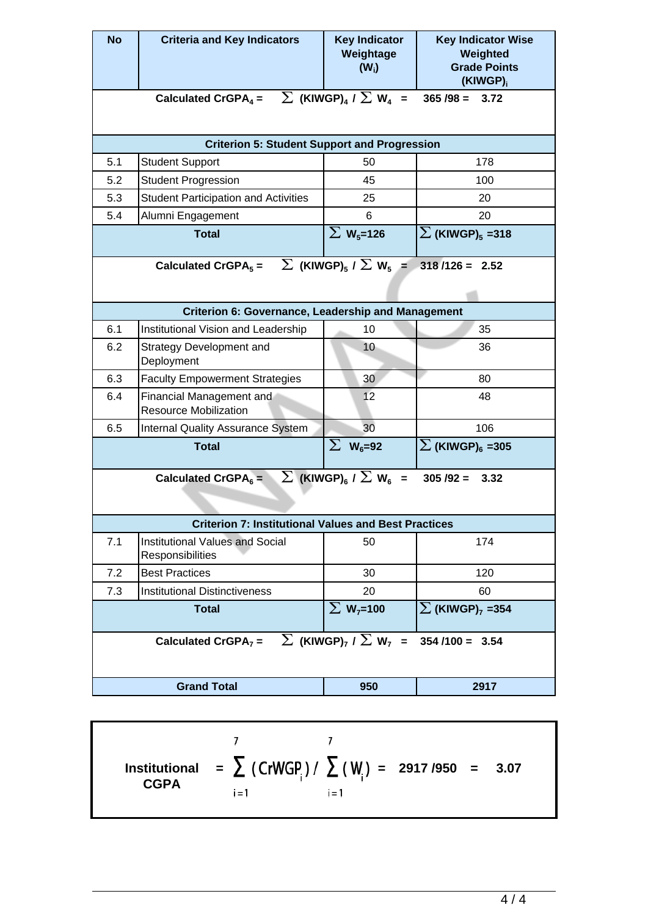| No | Criteria and Key Indicators | Key Indicator Weightage ($W_i$) | Key Indicator Wise Weighted Grade Points $(KIWGP)_i$ |
|---|---|---|---|
| | Calculated $CrGPA_4$ = $\sum (KIWGP)_4 / \sum W_4$ = 365 /98 = 3.72 | | |
| | **Criterion 5: Student Support and Progression** | | |
| 5.1 | Student Support | 50 | 178 |
| 5.2 | Student Progression | 45 | 100 |
| 5.3 | Student Participation and Activities | 25 | 20 |
| 5.4 | Alumni Engagement | 6 | 20 |
| | **Total** | $\sum W_5$=126 | $\sum (KIWGP)_5$ =318 |
| | Calculated $CrGPA_5$ = $\sum (KIWGP)_5 / \sum W_5$ = 318 /126 = 2.52 | | |
| | **Criterion 6: Governance, Leadership and Management** | | |
| 6.1 | Institutional Vision and Leadership | 10 | 35 |
| 6.2 | Strategy Development and Deployment | 10 | 36 |
| 6.3 | Faculty Empowerment Strategies | 30 | 80 |
| 6.4 | Financial Management and Resource Mobilization | 12 | 48 |
| 6.5 | Internal Quality Assurance System | 30 | 106 |
| | **Total** | $\sum W_6$=92 | $\sum (KIWGP)_6$ =305 |
| | Calculated $CrGPA_6$ = $\sum (KIWGP)_6 / \sum W_6$ = 305 /92 = 3.32 | | |
| | **Criterion 7: Institutional Values and Best Practices** | | |
| 7.1 | Institutional Values and Social Responsibilities | 50 | 174 |
| 7.2 | Best Practices | 30 | 120 |
| 7.3 | Institutional Distinctiveness | 20 | 60 |
| | **Total** | $\sum W_7$=100 | $\sum (KIWGP)_7$ =354 |
| | Calculated $CrGPA_7$ = $\sum (KIWGP)_7 / \sum W_7$ = 354 /100 = 3.54 | | |
| | **Grand Total** | **950** | **2917** |

**Institutional CGPA** $= \sum_{i=1}^{7} (CrWGP_i) / \sum_{i=1}^{7} (W_i)$ = 2917 /950 = 3.07